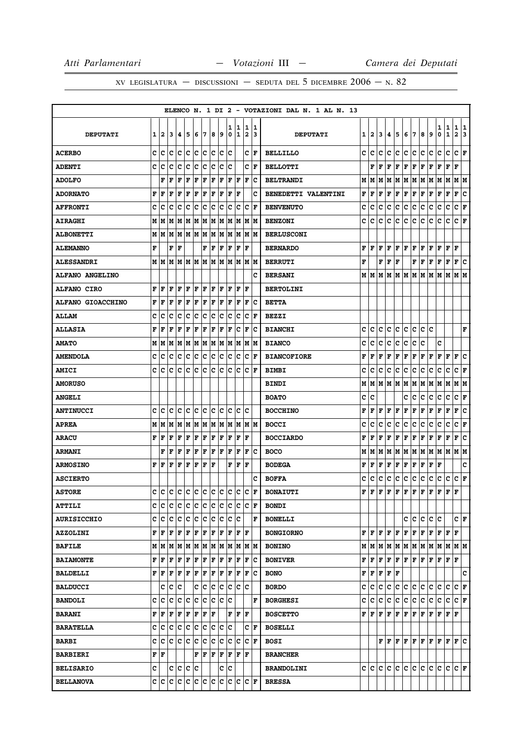XV LEGISLATURA — DISCUSSIONI — SEDUTA DEL 5 DICEMBRE 2006 — N. 82

ELENCO N. 1 DI 2 - VOTAZIONI DAL N. 1 AL N. 13

| DEPUTATI | 1 | 2 | 3 | 4 | 5 | 6 | 7 | 8 | 9 | 10 | 11 | 12 | 13 | DEPUTATI | 1 | 2 | 3 | 4 | 5 | 6 | 7 | 8 | 9 | 10 | 11 | 12 | 13 |
|---|---|---|---|---|---|---|---|---|---|---|---|---|---|---|---|---|---|---|---|---|---|---|---|---|---|---|---|
| ACERBO | C | C | C | C | C | C | C | C | C | C | | C | F | BELLILLO | C | C | C | C | C | C | C | C | C | C | C | C | F |
| ADENTI | C | C | C | C | C | C | C | C | C | C | | C | F | BELLOTTI | | F | F | F | F | F | F | F | F | F | F | F | |
| ADOLFO | | F | F | F | F | F | F | F | F | F | F | F | C | BELTRANDI | M | M | M | M | M | M | M | M | M | M | M | M | M |
| ADORNATO | F | F | F | F | F | F | F | F | F | F | F | | C | BENEDETTI VALENTINI | F | F | F | F | F | F | F | F | F | F | F | F | C |
| AFFRONTI | C | C | C | C | C | C | C | C | C | C | C | C | F | BENVENUTO | C | C | C | C | C | C | C | C | C | C | C | C | F |
| AIRAGHI | M | M | M | M | M | M | M | M | M | M | M | M | M | BENZONI | C | C | C | C | C | C | C | C | C | C | C | C | F |
| ALBONETTI | M | M | M | M | M | M | M | M | M | M | M | M | M | BERLUSCONI | | | | | | | | | | | | | |
| ALEMANNO | F | | F | F | | | F | F | F | F | F | F | | BERNARDO | F | F | F | F | F | F | F | F | F | F | F | F | |
| ALESSANDRI | M | M | M | M | M | M | M | M | M | M | M | M | M | BERRUTI | F | | F | F | F | | F | F | F | F | F | F | C |
| ALFANO ANGELINO | | | | | | | | | | | | | C | BERSANI | M | M | M | M | M | M | M | M | M | M | M | M | M |
| ALFANO CIRO | F | F | F | F | F | F | F | F | F | F | F | F | | BERTOLINI | | | | | | | | | | | | | |
| ALFANO GIOACCHINO | F | F | F | F | F | F | F | F | F | F | F | F | C | BETTA | | | | | | | | | | | | | |
| ALLAM | C | C | C | C | C | C | C | C | C | C | C | C | F | BEZZI | | | | | | | | | | | | | |
| ALLASIA | F | F | F | F | F | F | F | F | F | F | C | F | C | BIANCHI | C | C | C | C | C | C | C | C | C | | | | F |
| AMATO | M | M | M | M | M | M | M | M | M | M | M | M | M | BIANCO | C | C | C | C | C | C | C | C | | C | | | |
| AMENDOLA | C | C | C | C | C | C | C | C | C | C | C | C | F | BIANCOFIORE | F | F | F | F | F | F | F | F | F | F | F | F | C |
| AMICI | C | C | C | C | C | C | C | C | C | C | C | C | F | BIMBI | C | C | C | C | C | C | C | C | C | C | C | C | F |
| AMORUSO | | | | | | | | | | | | | | BINDI | M | M | M | M | M | M | M | M | M | M | M | M | M |
| ANGELI | | | | | | | | | | | | | | BOATO | C | C | | | | C | C | C | C | C | C | C | F |
| ANTINUCCI | C | C | C | C | C | C | C | C | C | C | C | C | | BOCCHINO | F | F | F | F | F | F | F | F | F | F | F | F | C |
| APREA | M | M | M | M | M | M | M | M | M | M | M | M | M | BOCCI | C | C | C | C | C | C | C | C | C | C | C | C | F |
| ARACU | F | F | F | F | F | F | F | F | F | F | F | F | | BOCCIARDO | F | F | F | F | F | F | F | F | F | F | F | F | C |
| ARMANI | | F | F | F | F | F | F | F | F | F | F | F | C | BOCO | M | M | M | M | M | M | M | M | M | M | M | M | M |
| ARMOSINO | F | F | F | F | F | F | F | F | | F | F | F | | BODEGA | F | F | F | F | F | F | F | F | F | F | | | C |
| ASCIERTO | | | | | | | | | | | | | C | BOFFA | C | C | C | C | C | C | C | C | C | C | C | C | F |
| ASTORE | C | C | C | C | C | C | C | C | C | C | C | C | F | BONAIUTI | F | F | F | F | F | F | F | F | F | F | F | F | |
| ATTILI | C | C | C | C | C | C | C | C | C | C | C | C | F | BONDI | | | | | | | | | | | | | |
| AURISICCHIO | C | C | C | C | C | C | C | C | C | C | C | | F | BONELLI | | | | | | C | C | C | C | C | | C | F |
| AZZOLINI | F | F | F | F | F | F | F | F | F | F | F | F | | BONGIORNO | F | F | F | F | F | F | F | F | F | F | F | F | |
| BAFILE | M | M | M | M | M | M | M | M | M | M | M | M | M | BONINO | M | M | M | M | M | M | M | M | M | M | M | M | M |
| BAIAMONTE | F | F | F | F | F | F | F | F | F | F | F | F | C | BONIVER | F | F | F | F | F | F | F | F | F | F | F | F | |
| BALDELLI | F | F | F | F | F | F | F | F | F | F | F | F | C | BONO | F | F | F | F | F | | | | | | | | C |
| BALDUCCI | | C | C | C | | C | C | C | C | C | C | C | | BORDO | C | C | C | C | C | C | C | C | C | C | C | C | F |
| BANDOLI | C | C | C | C | C | C | C | C | C | C | | | F | BORGHESI | C | C | C | C | C | C | C | C | C | C | C | C | F |
| BARANI | F | F | F | F | F | F | F | F | | F | F | F | | BOSCETTO | F | F | F | F | F | F | F | F | F | F | F | F | |
| BARATELLA | C | C | C | C | C | C | C | C | C | C | | C | F | BOSELLI | | | | | | | | | | | | | |
| BARBI | C | C | C | C | C | C | C | C | C | C | C | C | F | BOSI | | | F | F | F | F | F | F | F | F | F | F | C |
| BARBIERI | F | F | | | | F | F | F | F | F | F | F | | BRANCHER | | | | | | | | | | | | | |
| BELISARIO | C | | C | C | C | C | | | C | C | | | | BRANDOLINI | C | C | C | C | C | C | C | C | C | C | C | C | F |
| BELLANOVA | C | C | C | C | C | C | C | C | C | C | C | C | F | BRESSA | | | | | | | | | | | | | |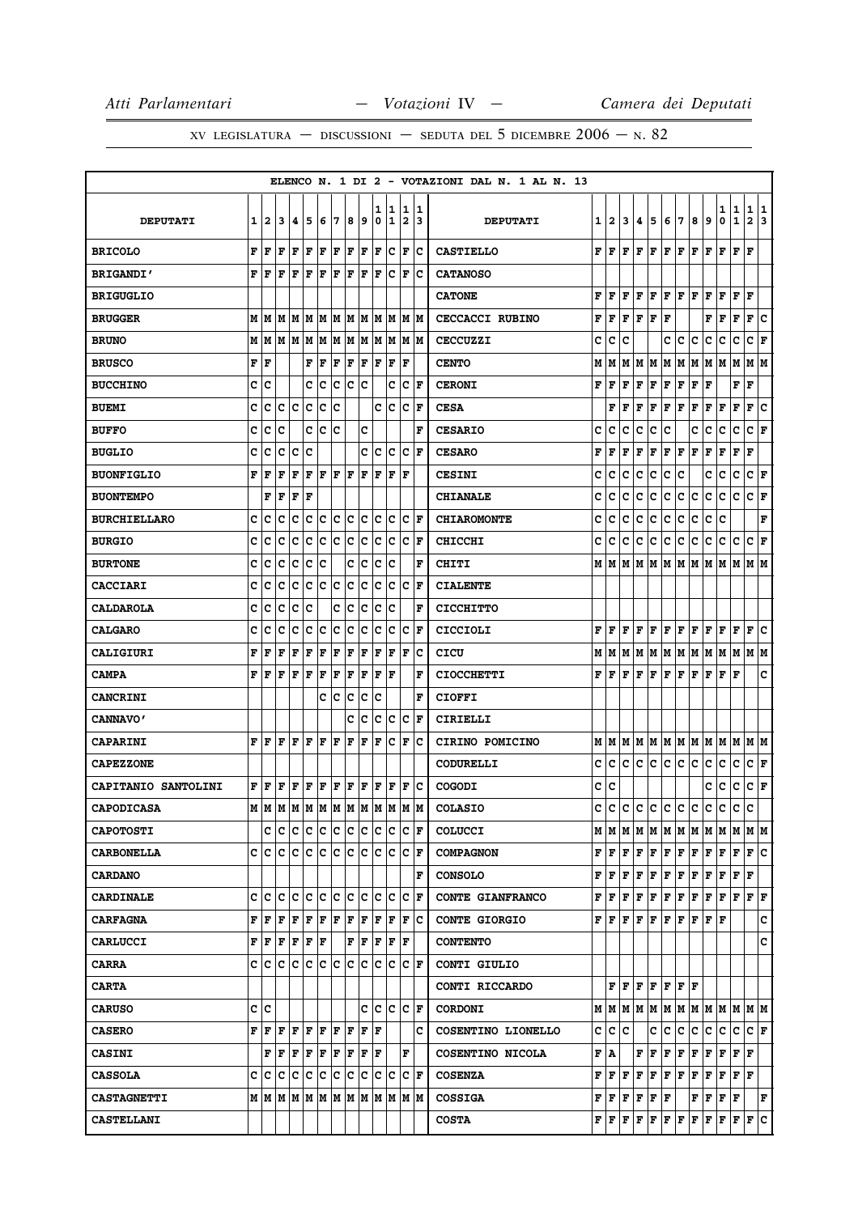ELENCO N. 1 DI 2 - VOTAZIONI DAL N. 1 AL N. 13

| DEPUTATI | 1 | 2 | 3 | 4 | 5 | 6 | 7 | 8 | 9 | 10 | 11 | 12 | 13 | DEPUTATI | 1 | 2 | 3 | 4 | 5 | 6 | 7 | 8 | 9 | 10 | 11 | 12 | 13 |
|---|---|---|---|---|---|---|---|---|---|---|---|---|---|---|---|---|---|---|---|---|---|---|---|---|---|---|---|
| BRICOLO | F | F | F | F | F | F | F | F | F | F | C | F | C | CASTIELLO | F | F | F | F | F | F | F | F | F | F | F | F | |
| BRIGANDI' | F | F | F | F | F | F | F | F | F | F | C | F | C | CATANOSO | | | | | | | | | | | | | |
| BRIGUGLIO | | | | | | | | | | | | | | CATONE | F | F | F | F | F | F | F | F | F | F | F | F | |
| BRUGGER | M | M | M | M | M | M | M | M | M | M | M | M | M | CECCACCI RUBINO | F | F | F | F | F | F | | | F | F | F | F | C |
| BRUNO | M | M | M | M | M | M | M | M | M | M | M | M | M | CECCUZZI | C | C | C | | | C | C | C | C | C | C | C | F |
| BRUSCO | F | F | | | F | F | F | F | F | F | F | F | | CENTO | M | M | M | M | M | M | M | M | M | M | M | M | M |
| BUCCHINO | C | C | | | C | C | C | C | C | | C | C | F | CERONI | F | F | F | F | F | F | F | F | F | | F | F | |
| BUEMI | C | C | C | C | C | C | C | | | C | C | C | F | CESA | | F | F | F | F | F | F | F | F | F | F | F | C |
| BUFFO | C | C | C | | C | C | C | | C | | | | F | CESARIO | C | C | C | C | C | C | | C | C | C | C | C | F |
| BUGLIO | C | C | C | C | C | | | | C | C | C | C | F | CESARO | F | F | F | F | F | F | F | F | F | F | F | F | |
| BUONFIGLIO | F | F | F | F | F | F | F | F | F | F | F | F | | CESINI | C | C | C | C | C | C | C | | C | C | C | C | F |
| BUONTEMPO | | F | F | F | F | | | | | | | | | CHIANALE | C | C | C | C | C | C | C | C | C | C | C | C | F |
| BURCHIELLARO | C | C | C | C | C | C | C | C | C | C | C | C | F | CHIAROMONTE | C | C | C | C | C | C | C | C | C | C | | | F |
| BURGIO | C | C | C | C | C | C | C | C | C | C | C | C | F | CHICCHI | C | C | C | C | C | C | C | C | C | C | C | C | F |
| BURTONE | C | C | C | C | C | C | | C | C | C | C | | F | CHITI | M | M | M | M | M | M | M | M | M | M | M | M | M |
| CACCIARI | C | C | C | C | C | C | C | C | C | C | C | C | F | CIALENTE | | | | | | | | | | | | | |
| CALDAROLA | C | C | C | C | C | | C | C | C | C | C | | F | CICCHITTO | | | | | | | | | | | | | |
| CALGARO | C | C | C | C | C | C | C | C | C | C | C | C | F | CICCIOLI | F | F | F | F | F | F | F | F | F | F | F | F | C |
| CALIGIURI | F | F | F | F | F | F | F | F | F | F | F | F | C | CICU | M | M | M | M | M | M | M | M | M | M | M | M | M |
| CAMPA | F | F | F | F | F | F | F | F | F | F | F | | F | CIOCCHETTI | F | F | F | F | F | F | F | F | F | F | F | | C |
| CANCRINI | | | | | | C | C | C | C | C | | | F | CIOFFI | | | | | | | | | | | | | |
| CANNAVO' | | | | | | | | | C | C | C | C | C | F | CIRIELLI | | | | | | | | | | | | | |
| CAPARINI | F | F | F | F | F | F | F | F | F | F | C | F | C | CIRINO POMICINO | M | M | M | M | M | M | M | M | M | M | M | M | M |
| CAPEZZONE | | | | | | | | | | | | | | CODURELLI | C | C | C | C | C | C | C | C | C | C | C | C | F |
| CAPITANIO SANTOLINI | F | F | F | F | F | F | F | F | F | F | F | F | C | COGODI | C | C | | | | | | | C | C | C | C | F |
| CAPODICASA | M | M | M | M | M | M | M | M | M | M | M | M | M | COLASIO | C | C | C | C | C | C | C | C | C | C | C | C | |
| CAPOTOSTI | | C | C | C | C | C | C | C | C | C | C | C | F | COLUCCI | M | M | M | M | M | M | M | M | M | M | M | M | M |
| CARBONELLA | C | C | C | C | C | C | C | C | C | C | C | C | F | COMPAGNON | F | F | F | F | F | F | F | F | F | F | F | F | C |
| CARDANO | | | | | | | | | | | | | F | CONSOLO | F | F | F | F | F | F | F | F | F | F | F | F | |
| CARDINALE | C | C | C | C | C | C | C | C | C | C | C | C | F | CONTE GIANFRANCO | F | F | F | F | F | F | F | F | F | F | F | F | F |
| CARFAGNA | F | F | F | F | F | F | F | F | F | F | F | F | C | CONTE GIORGIO | F | F | F | F | F | F | F | F | F | F | | | C |
| CARLUCCI | F | F | F | F | F | F | | F | F | F | F | F | | CONTENTO | | | | | | | | | | | | | C |
| CARRA | C | C | C | C | C | C | C | C | C | C | C | C | F | CONTI GIULIO | | | | | | | | | | | | | |
| CARTA | | | | | | | | | | | | | | CONTI RICCARDO | | F | F | F | F | F | F | F | | | | | |
| CARUSO | C | C | | | | | | | C | C | C | C | F | CORDONI | M | M | M | M | M | M | M | M | M | M | M | M | M |
| CASERO | F | F | F | F | F | F | F | F | F | F | | | C | COSENTINO LIONELLO | C | C | C | | C | C | C | C | C | C | C | C | F |
| CASINI | | F | F | F | F | F | F | F | F | F | | F | | COSENTINO NICOLA | F | A | | F | F | F | F | F | F | F | F | F | |
| CASSOLA | C | C | C | C | C | C | C | C | C | C | C | C | F | COSENZA | F | F | F | F | F | F | F | F | F | F | F | F | |
| CASTAGNETTI | M | M | M | M | M | M | M | M | M | M | M | M | M | COSSIGA | F | F | F | F | F | F | | F | F | F | F | | F |
| CASTELLANI | | | | | | | | | | | | | | COSTA | F | F | F | F | F | F | F | F | F | F | F | F | C |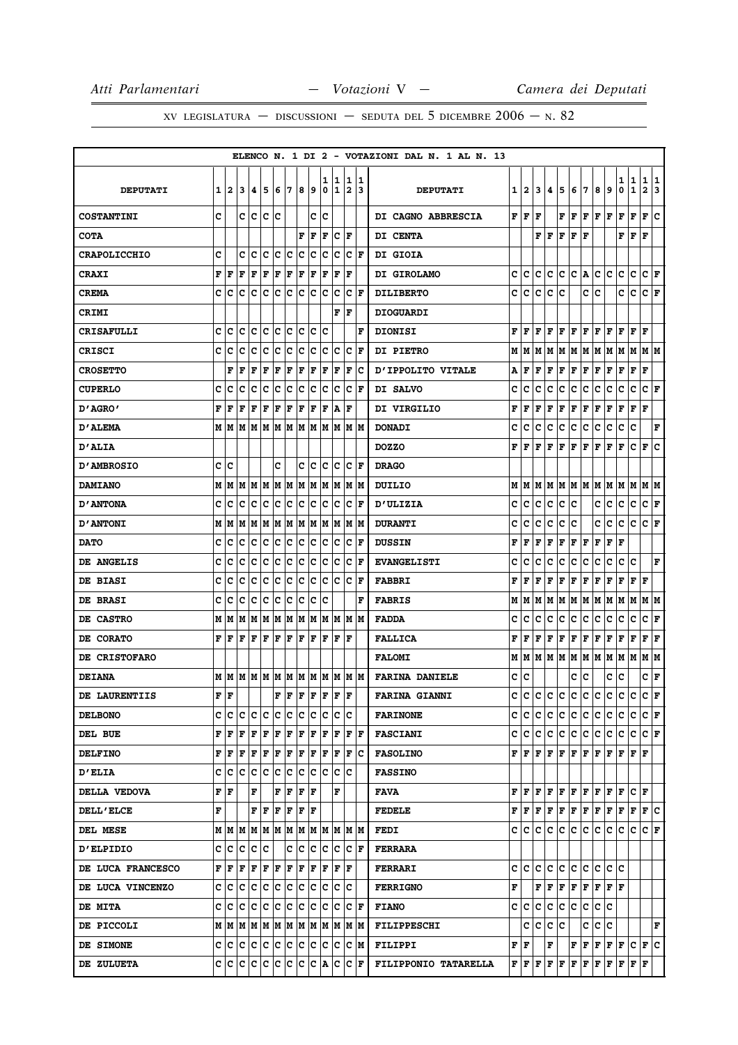XV LEGISLATURA — DISCUSSIONI — SEDUTA DEL 5 DICEMBRE 2006 — N. 82

| ELENCO N. 1 DI 2 - VOTAZIONI DAL N. 1 AL N. 13 | | | | | | | | | | | | | | | | | | | | | | | | | | | | |
|---|---|---|---|---|---|---|---|---|---|---|---|---|---|---|---|---|---|---|---|---|---|---|---|---|---|---|---|---|
| DEPUTATI | 1 | 2 | 3 | 4 | 5 | 6 | 7 | 8 | 9 | 10 | 11 | 12 | 13 | DEPUTATI | 1 | 2 | 3 | 4 | 5 | 6 | 7 | 8 | 9 | 10 | 11 | 12 | 13 |
| COSTANTINI | C | | C | C | C | C | | | C | C | | | | DI CAGNO ABBRESCIA | F | F | F | | F | F | F | F | F | F | F | F | C |
| COTA | | | | | | | | F | F | F | C | F | | DI CENTA | | | F | F | F | F | F | | | F | F | F | |
| CRAPOLICCHIO | C | | C | C | C | C | C | C | C | C | C | C | F | DI GIOIA | | | | | | | | | | | | | |
| CRAXI | F | F | F | F | F | F | F | F | F | F | F | F | | DI GIROLAMO | C | C | C | C | C | C | A | C | C | C | C | C | F |
| CREMA | C | C | C | C | C | C | C | C | C | C | C | C | F | DILIBERTO | C | C | C | C | C | | C | C | | C | C | C | F |
| CRIMI | | | | | | | | | | | F | F | | DIOGUARDI | | | | | | | | | | | | | |
| CRISAFULLI | C | C | C | C | C | C | C | C | C | C | | | F | DIONISI | F | F | F | F | F | F | F | F | F | F | F | F | |
| CRISCI | C | C | C | C | C | C | C | C | C | C | C | C | F | DI PIETRO | M | M | M | M | M | M | M | M | M | M | M | M | M |
| CROSETTO | | F | F | F | F | F | F | F | F | F | F | F | C | D'IPPOLITO VITALE | A | F | F | F | F | F | F | F | F | F | F | F | |
| CUPERLO | C | C | C | C | C | C | C | C | C | C | C | C | F | DI SALVO | C | C | C | C | C | C | C | C | C | C | C | C | F |
| D'AGRO' | F | F | F | F | F | F | F | F | F | F | A | F | | DI VIRGILIO | F | F | F | F | F | F | F | F | F | F | F | F | |
| D'ALEMA | M | M | M | M | M | M | M | M | M | M | M | M | M | DONADI | C | C | C | C | C | C | C | C | C | C | C | | F |
| D'ALIA | | | | | | | | | | | | | | DOZZO | F | F | F | F | F | F | F | F | F | F | C | F | C |
| D'AMBROSIO | C | C | | | | C | | C | C | C | C | C | F | DRAGO | | | | | | | | | | | | | |
| DAMIANO | M | M | M | M | M | M | M | M | M | M | M | M | M | DUILIO | M | M | M | M | M | M | M | M | M | M | M | M | M |
| D'ANTONA | C | C | C | C | C | C | C | C | C | C | C | C | F | D'ULIZIA | C | C | C | C | C | C | | C | C | C | C | C | F |
| D'ANTONI | M | M | M | M | M | M | M | M | M | M | M | M | M | DURANTI | C | C | C | C | C | C | | C | C | C | C | C | F |
| DATO | C | C | C | C | C | C | C | C | C | C | C | C | F | DUSSIN | F | F | F | F | F | F | F | F | F | F | | | |
| DE ANGELIS | C | C | C | C | C | C | C | C | C | C | C | C | F | EVANGELISTI | C | C | C | C | C | C | C | C | C | C | C | | F |
| DE BIASI | C | C | C | C | C | C | C | C | C | C | C | C | F | FABBRI | F | F | F | F | F | F | F | F | F | F | F | F | |
| DE BRASI | C | C | C | C | C | C | C | C | C | C | | | F | FABRIS | M | M | M | M | M | M | M | M | M | M | M | M | M |
| DE CASTRO | M | M | M | M | M | M | M | M | M | M | M | M | M | FADDA | C | C | C | C | C | C | C | C | C | C | C | C | F |
| DE CORATO | F | F | F | F | F | F | F | F | F | F | F | F | | FALLICA | F | F | F | F | F | F | F | F | F | F | F | F | F |
| DE CRISTOFARO | | | | | | | | | | | | | | FALOMI | M | M | M | M | M | M | M | M | M | M | M | M | M |
| DEIANA | M | M | M | M | M | M | M | M | M | M | M | M | M | FARINA DANIELE | C | C | | | | C | C | | C | C | | C | F |
| DE LAURENTIIS | F | F | | | | F | F | F | F | F | F | F | | FARINA GIANNI | C | C | C | C | C | C | C | C | C | C | C | C | F |
| DELBONO | C | C | C | C | C | C | C | C | C | C | C | C | | FARINONE | C | C | C | C | C | C | C | C | C | C | C | C | F |
| DEL BUE | F | F | F | F | F | F | F | F | F | F | F | F | F | FASCIANI | C | C | C | C | C | C | C | C | C | C | C | C | F |
| DELFINO | F | F | F | F | F | F | F | F | F | F | F | F | C | FASOLINO | F | F | F | F | F | F | F | F | F | F | F | F | |
| D'ELIA | C | C | C | C | C | C | C | C | C | C | C | C | | FASSINO | | | | | | | | | | | | | |
| DELLA VEDOVA | F | F | | F | | F | F | F | F | | F | | | FAVA | F | F | F | F | F | F | F | F | F | F | C | F | |
| DELL'ELCE | F | | | F | F | F | F | F | F | | | | | FEDELE | F | F | F | F | F | F | F | F | F | F | F | F | C |
| DEL MESE | M | M | M | M | M | M | M | M | M | M | M | M | M | FEDI | C | C | C | C | C | C | C | C | C | C | C | C | F |
| D'ELPIDIO | C | C | C | C | C | | C | C | C | C | C | C | F | FERRARA | | | | | | | | | | | | | |
| DE LUCA FRANCESCO | F | F | F | F | F | F | F | F | F | F | F | F | | FERRARI | C | C | C | C | C | C | C | C | C | C | | | |
| DE LUCA VINCENZO | C | C | C | C | C | C | C | C | C | C | C | C | | FERRIGNO | F | | F | F | F | F | F | F | F | F | | | |
| DE MITA | C | C | C | C | C | C | C | C | C | C | C | C | F | FIANO | C | C | C | C | C | C | C | C | C | | | | |
| DE PICCOLI | M | M | M | M | M | M | M | M | M | M | M | M | M | FILIPPESCHI | | C | C | C | C | | C | C | C | | | | F |
| DE SIMONE | C | C | C | C | C | C | C | C | C | C | C | C | M | FILIPPI | F | F | | F | | F | F | F | F | F | C | F | C |
| DE ZULUETA | C | C | C | C | C | C | C | C | C | A | C | C | F | FILIPPONIO TATARELLA | F | F | F | F | F | F | F | F | F | F | F | F | |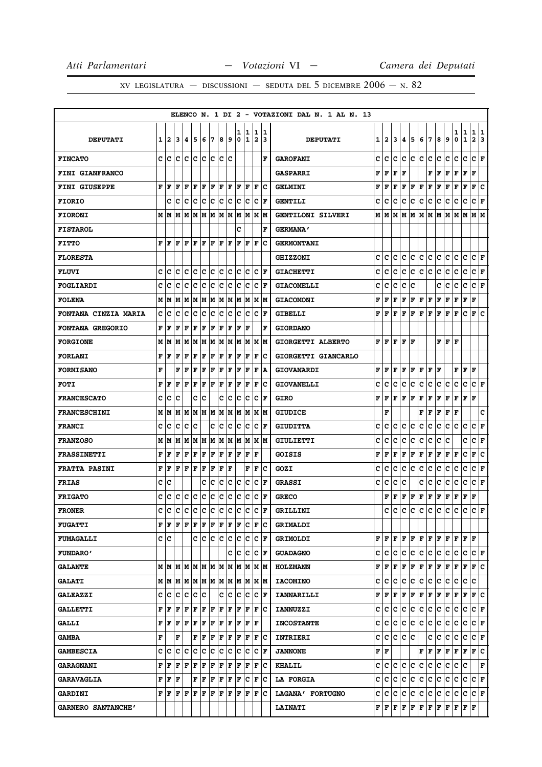XV LEGISLATURA — DISCUSSIONI — SEDUTA DEL 5 DICEMBRE 2006 — N. 82

ELENCO N. 1 DI 2 - VOTAZIONI DAL N. 1 AL N. 13

| DEPUTATI | 1 | 2 | 3 | 4 | 5 | 6 | 7 | 8 | 9 | 10 | 11 | 12 | 13 | DEPUTATI | 1 | 2 | 3 | 4 | 5 | 6 | 7 | 8 | 9 | 10 | 11 | 12 | 13 |
|---|---|---|---|---|---|---|---|---|---|---|---|---|---|---|---|---|---|---|---|---|---|---|---|---|---|---|---|
| FINCATO | C | C | C | C | C | C | C | C | C | | | | F | GAROFANI | C | C | C | C | C | C | C | C | C | C | C | C | F |
| FINI GIANFRANCO | | | | | | | | | | | | | | GASPARRI | F | F | F | F | | | F | F | F | F | F | F | |
| FINI GIUSEPPE | F | F | F | F | F | F | F | F | F | F | F | F | C | GELMINI | F | F | F | F | F | F | F | F | F | F | F | F | C |
| FIORIO | | C | C | C | C | C | C | C | C | C | C | C | F | GENTILI | C | C | C | C | C | C | C | C | C | C | C | C | F |
| FIORONI | M | M | M | M | M | M | M | M | M | M | M | M | M | GENTILONI SILVERI | M | M | M | M | M | M | M | M | M | M | M | M | M |
| FISTAROL | | | | | | | | | | C | | | F | GERMANA' | | | | | | | | | | | | | |
| FITTO | F | F | F | F | F | F | F | F | F | F | F | F | C | GERMONTANI | | | | | | | | | | | | | |
| FLORESTA | | | | | | | | | | | | | | GHIZZONI | C | C | C | C | C | C | C | C | C | C | C | C | F |
| FLUVI | C | C | C | C | C | C | C | C | C | C | C | C | F | GIACHETTI | C | C | C | C | C | C | C | C | C | C | C | C | F |
| FOGLIARDI | C | C | C | C | C | C | C | C | C | C | C | C | F | GIACOMELLI | C | C | C | C | C | | | C | C | C | C | C | F |
| FOLENA | M | M | M | M | M | M | M | M | M | M | M | M | M | GIACOMONI | F | F | F | F | F | F | F | F | F | F | F | F | |
| FONTANA CINZIA MARIA | C | C | C | C | C | C | C | C | C | C | C | C | F | GIBELLI | F | F | F | F | F | F | F | F | F | F | C | F | C |
| FONTANA GREGORIO | F | F | F | F | F | F | F | F | F | F | F | | F | GIORDANO | | | | | | | | | | | | | |
| FORGIONE | M | M | M | M | M | M | M | M | M | M | M | M | M | GIORGETTI ALBERTO | F | F | F | F | F | | | F | F | F | | | |
| FORLANI | F | F | F | F | F | F | F | F | F | F | F | F | C | GIORGETTI GIANCARLO | | | | | | | | | | | | | |
| FORMISANO | F | | F | F | F | F | F | F | F | F | F | F | A | GIOVANARDI | F | F | F | F | F | F | F | F | | F | F | F | |
| FOTI | F | F | F | F | F | F | F | F | F | F | F | F | C | GIOVANELLI | C | C | C | C | C | C | C | C | C | C | C | C | F |
| FRANCESCATO | C | C | C | | C | C | | C | C | C | C | C | F | GIRO | F | F | F | F | F | F | F | F | F | F | F | F | |
| FRANCESCHINI | M | M | M | M | M | M | M | M | M | M | M | M | M | GIUDICE | | F | | | | F | F | F | F | F | | | C |
| FRANCI | C | C | C | C | C | | C | C | C | C | C | C | F | GIUDITTA | C | C | C | C | C | C | C | C | C | C | C | C | F |
| FRANZOSO | M | M | M | M | M | M | M | M | M | M | M | M | M | GIULIETTI | C | C | C | C | C | C | C | C | C | | C | C | F |
| FRASSINETTI | F | F | F | F | F | F | F | F | F | F | F | F | | GOISIS | F | F | F | F | F | F | F | F | F | F | C | F | C |
| FRATTA PASINI | F | F | F | F | F | F | F | F | F | | F | F | C | GOZI | C | C | C | C | C | C | C | C | C | C | C | C | F |
| FRIAS | C | C | | | | C | C | C | C | C | C | C | F | GRASSI | C | C | C | C | | C | C | C | C | C | C | C | F |
| FRIGATO | C | C | C | C | C | C | C | C | C | C | C | C | F | GRECO | | F | F | F | F | F | F | F | F | F | F | F | |
| FRONER | C | C | C | C | C | C | C | C | C | C | C | C | F | GRILLINI | | C | C | C | C | C | C | C | C | C | C | C | F |
| FUGATTI | F | F | F | F | F | F | F | F | F | F | C | F | C | GRIMALDI | | | | | | | | | | | | | |
| FUMAGALLI | C | C | | | C | C | C | C | C | C | C | C | F | GRIMOLDI | F | F | F | F | F | F | F | F | F | F | F | F | |
| FUNDARO' | | | | | | | | | C | C | C | C | F | GUADAGNO | C | C | C | C | C | C | C | C | C | C | C | C | F |
| GALANTE | M | M | M | M | M | M | M | M | M | M | M | M | M | HOLZMANN | F | F | F | F | F | F | F | F | F | F | F | F | C |
| GALATI | M | M | M | M | M | M | M | M | M | M | M | M | M | IACOMINO | C | C | C | C | C | C | C | C | C | C | C | C | |
| GALEAZZI | C | C | C | C | C | C | | C | C | C | C | C | F | IANNARILLI | F | F | F | F | F | F | F | F | F | F | F | F | C |
| GALLETTI | F | F | F | F | F | F | F | F | F | F | F | F | C | IANNUZZI | C | C | C | C | C | C | C | C | C | C | C | C | F |
| GALLI | F | F | F | F | F | F | F | F | F | F | F | F | | INCOSTANTE | C | C | C | C | C | C | C | C | C | C | C | C | F |
| GAMBA | F | | F | | F | F | F | F | F | F | F | F | C | INTRIERI | C | C | C | C | C | | C | C | C | C | C | C | F |
| GAMBESCIA | C | C | C | C | C | C | C | C | C | C | C | C | F | JANNONE | F | F | | | | F | F | F | F | F | F | F | C |
| GARAGNANI | F | F | F | F | F | F | F | F | F | F | F | F | C | KHALIL | C | C | C | C | C | C | C | C | C | C | C | | F |
| GARAVAGLIA | F | F | F | | F | F | F | F | F | F | C | F | C | LA FORGIA | C | C | C | C | C | C | C | C | C | C | C | C | F |
| GARDINI | F | F | F | F | F | F | F | F | F | F | F | F | C | LAGANA' FORTUGNO | C | C | C | C | C | C | C | C | C | C | C | C | F |
| GARNERO SANTANCHE' | | | | | | | | | | | | | | LAINATI | F | F | F | F | F | F | F | F | F | F | F | F | |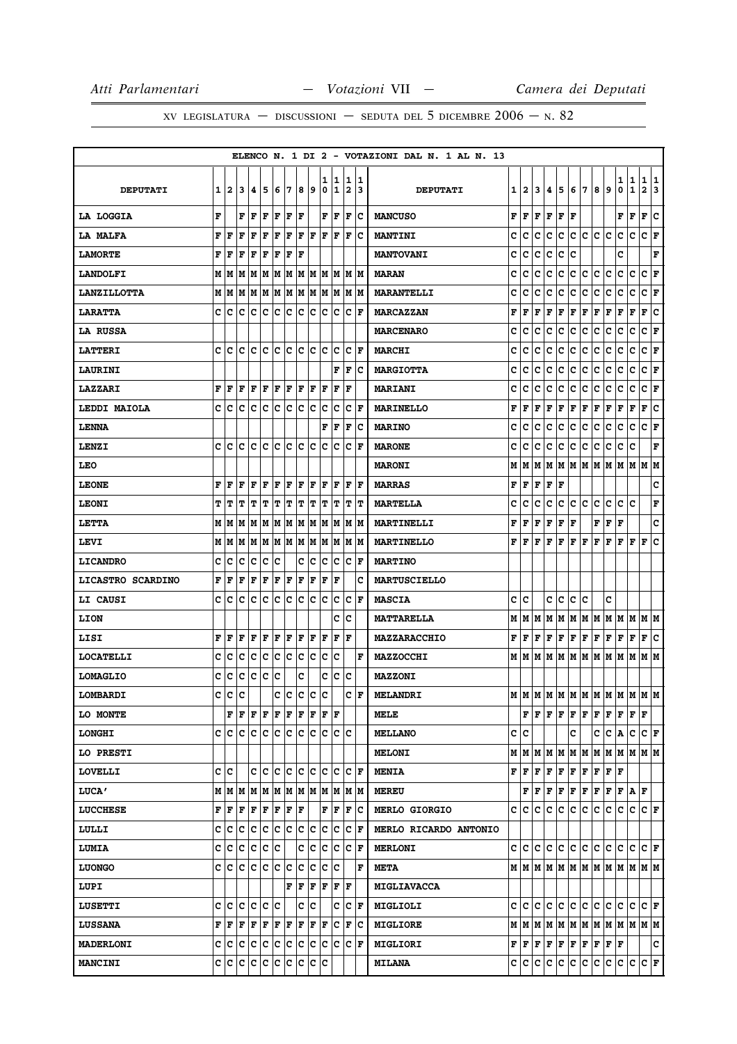XV LEGISLATURA — DISCUSSIONI — SEDUTA DEL 5 DICEMBRE 2006 — N. 82

ELENCO N. 1 DI 2 - VOTAZIONI DAL N. 1 AL N. 13

| DEPUTATI | 1 | 2 | 3 | 4 | 5 | 6 | 7 | 8 | 9 | 10 | 11 | 12 | 13 | DEPUTATI | 1 | 2 | 3 | 4 | 5 | 6 | 7 | 8 | 9 | 10 | 11 | 12 | 13 |
|---|---|---|---|---|---|---|---|---|---|---|---|---|---|---|---|---|---|---|---|---|---|---|---|---|---|---|---|
| LA LOGGIA | F | | F | F | F | F | F | F | | F | F | F | C | MANCUSO | F | F | F | F | F | F | | | | F | F | F | C |
| LA MALFA | F | F | F | F | F | F | F | F | F | F | F | F | C | MANTINI | C | C | C | C | C | C | C | C | C | C | C | C | F |
| LAMORTE | F | F | F | F | F | F | F | F | | | | | | MANTOVANI | C | C | C | C | C | C | | | | C | | | F |
| LANDOLFI | M | M | M | M | M | M | M | M | M | M | M | M | M | MARAN | C | C | C | C | C | C | C | C | C | C | C | C | F |
| LANZILLOTTA | M | M | M | M | M | M | M | M | M | M | M | M | M | MARANTELLI | C | C | C | C | C | C | C | C | C | C | C | C | F |
| LARATTA | C | C | C | C | C | C | C | C | C | C | C | C | F | MARCAZZAN | F | F | F | F | F | F | F | F | F | F | F | F | C |
| LA RUSSA | | | | | | | | | | | | | | MARCENARO | C | C | C | C | C | C | C | C | C | C | C | C | F |
| LATTERI | C | C | C | C | C | C | C | C | C | C | C | C | F | MARCHI | C | C | C | C | C | C | C | C | C | C | C | C | F |
| LAURINI | | | | | | | | | | | F | F | C | MARGIOTTA | C | C | C | C | C | C | C | C | C | C | C | C | F |
| LAZZARI | F | F | F | F | F | F | F | F | F | F | F | F | | MARIANI | C | C | C | C | C | C | C | C | C | C | C | C | F |
| LEDDI MAIOLA | C | C | C | C | C | C | C | C | C | C | C | C | F | MARINELLO | F | F | F | F | F | F | F | F | F | F | F | F | C |
| LENNA | | | | | | | | | | F | F | F | C | MARINO | C | C | C | C | C | C | C | C | C | C | C | C | F |
| LENZI | C | C | C | C | C | C | C | C | C | C | C | C | F | MARONE | C | C | C | C | C | C | C | C | C | C | C | | F |
| LEO | | | | | | | | | | | | | | MARONI | M | M | M | M | M | M | M | M | M | M | M | M | M |
| LEONE | F | F | F | F | F | F | F | F | F | F | F | F | F | MARRAS | F | F | F | F | F | | | | | | | | C |
| LEONI | T | T | T | T | T | T | T | T | T | T | T | T | T | MARTELLA | C | C | C | C | C | C | C | C | C | C | C | | F |
| LETTA | M | M | M | M | M | M | M | M | M | M | M | M | M | MARTINELLI | F | F | F | F | F | F | | F | F | F | | | C |
| LEVI | M | M | M | M | M | M | M | M | M | M | M | M | M | MARTINELLO | F | F | F | F | F | F | F | F | F | F | F | F | C |
| LICANDRO | C | C | C | C | C | C | | C | C | C | C | C | F | MARTINO | | | | | | | | | | | | | |
| LICASTRO SCARDINO | F | F | F | F | F | F | F | F | F | F | F | | C | MARTUSCIELLO | | | | | | | | | | | | | |
| LI CAUSI | C | C | C | C | C | C | C | C | C | C | C | C | F | MASCIA | C | C | | C | C | C | C | | C | | | | |
| LION | | | | | | | | | | | C | C | | MATTARELLA | M | M | M | M | M | M | M | M | M | M | M | M | M |
| LISI | F | F | F | F | F | F | F | F | F | F | F | F | | MAZZARACCHIO | F | F | F | F | F | F | F | F | F | F | F | F | C |
| LOCATELLI | C | C | C | C | C | C | C | C | C | C | C | | F | MAZZOCCHI | M | M | M | M | M | M | M | M | M | M | M | M | M |
| LOMAGLIO | C | C | C | C | C | C | | C | | C | C | C | | MAZZONI | | | | | | | | | | | | | |
| LOMBARDI | C | C | C | | | C | C | C | C | C | | C | F | MELANDRI | M | M | M | M | M | M | M | M | M | M | M | M | M |
| LO MONTE | | F | F | F | F | F | F | F | F | F | F | | | MELE | | F | F | F | F | F | F | F | F | F | F | F | |
| LONGHI | C | C | C | C | C | C | C | C | C | C | C | C | | MELLANO | C | C | | | | C | | C | C | A | C | C | F |
| LO PRESTI | | | | | | | | | | | | | | MELONI | M | M | M | M | M | M | M | M | M | M | M | M | M |
| LOVELLI | C | C | | C | C | C | C | C | C | C | C | C | F | MENIA | F | F | F | F | F | F | F | F | F | F | | | |
| LUCA' | M | M | M | M | M | M | M | M | M | M | M | M | M | MEREU | | F | F | F | F | F | F | F | F | F | A | F | |
| LUCCHESE | F | F | F | F | F | F | F | F | | F | F | F | C | MERLO GIORGIO | C | C | C | C | C | C | C | C | C | C | C | C | F |
| LULLI | C | C | C | C | C | C | C | C | C | C | C | C | F | MERLO RICARDO ANTONIO | | | | | | | | | | | | | |
| LUMIA | C | C | C | C | C | C | | C | C | C | C | C | F | MERLONI | C | C | C | C | C | C | C | C | C | C | C | C | F |
| LUONGO | C | C | C | C | C | C | C | C | C | C | C | | F | META | M | M | M | M | M | M | M | M | M | M | M | M | M |
| LUPI | | | | | | | F | F | F | F | F | F | | MIGLIAVACCA | | | | | | | | | | | | | |
| LUSETTI | C | C | C | C | C | C | | C | C | | C | C | F | MIGLIOLI | C | C | C | C | C | C | C | C | C | C | C | C | F |
| LUSSANA | F | F | F | F | F | F | F | F | F | F | C | F | C | MIGLIORE | M | M | M | M | M | M | M | M | M | M | M | M | M |
| MADERLONI | C | C | C | C | C | C | C | C | C | C | C | C | F | MIGLIORI | F | F | F | F | F | F | F | F | F | F | | | C |
| MANCINI | C | C | C | C | C | C | C | C | C | C | | | | MILANA | C | C | C | C | C | C | C | C | C | C | C | C | F |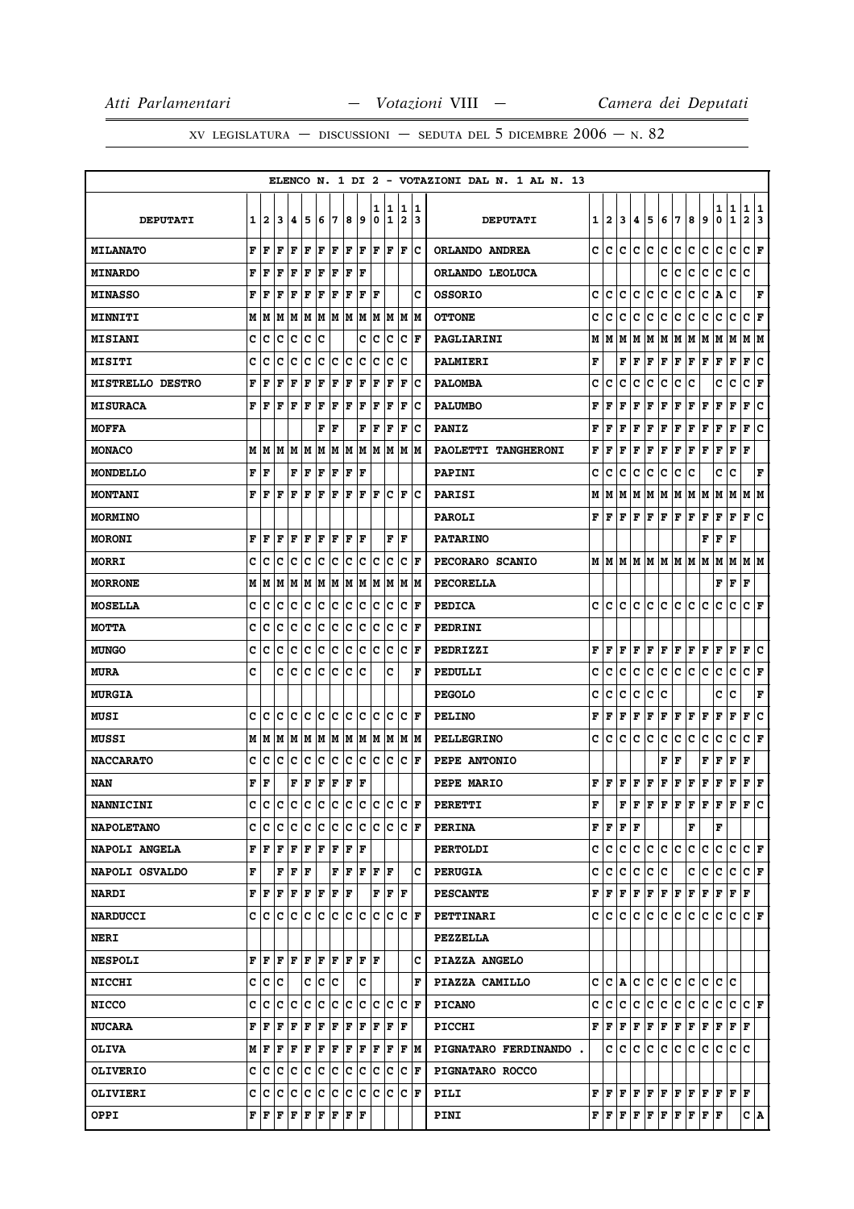ELENCO N. 1 DI 2 - VOTAZIONI DAL N. 1 AL N. 13

| DEPUTATI | 1 | 2 | 3 | 4 | 5 | 6 | 7 | 8 | 9 | 10 | 11 | 12 | 13 | DEPUTATI | 1 | 2 | 3 | 4 | 5 | 6 | 7 | 8 | 9 | 10 | 11 | 12 | 13 |
|---|---|---|---|---|---|---|---|---|---|---|---|---|---|---|---|---|---|---|---|---|---|---|---|---|---|---|---|
| MILANATO | F | F | F | F | F | F | F | F | F | F | F | F | C | ORLANDO ANDREA | C | C | C | C | C | C | C | C | C | C | C | C | F |
| MINARDO | F | F | F | F | F | F | F | F | F | | | | | ORLANDO LEOLUCA | | | | | | C | C | C | C | C | C | C | |
| MINASSO | F | F | F | F | F | F | F | F | F | F | | | C | OSSORIO | C | C | C | C | C | C | C | C | C | A | C | | F |
| MINNITI | M | M | M | M | M | M | M | M | M | M | M | M | M | OTTONE | C | C | C | C | C | C | C | C | C | C | C | C | F |
| MISIANI | C | C | C | C | C | C | | | C | C | C | C | F | PAGLIARINI | M | M | M | M | M | M | M | M | M | M | M | M | M |
| MISITI | C | C | C | C | C | C | C | C | C | C | C | C | | PALMIERI | F | | F | F | F | F | F | F | F | F | F | F | C |
| MISTRELLO DESTRO | F | F | F | F | F | F | F | F | F | F | F | F | C | PALOMBA | C | C | C | C | C | C | C | C | | C | C | C | F |
| MISURACA | F | F | F | F | F | F | F | F | F | F | F | F | C | PALUMBO | F | F | F | F | F | F | F | F | F | F | F | F | C |
| MOFFA | | | | | | F | F | | F | F | F | F | C | PANIZ | F | F | F | F | F | F | F | F | F | F | F | F | C |
| MONACO | M | M | M | M | M | M | M | M | M | M | M | M | M | PAOLETTI TANGHERONI | F | F | F | F | F | F | F | F | F | F | F | F | |
| MONDELLO | F | F | | F | F | F | F | F | F | | | | | PAPINI | C | C | C | C | C | C | C | C | | C | C | | F |
| MONTANI | F | F | F | F | F | F | F | F | F | F | C | F | C | PARISI | M | M | M | M | M | M | M | M | M | M | M | M | M |
| MORMINO | | | | | | | | | | | | | | PAROLI | F | F | F | F | F | F | F | F | F | F | F | F | C |
| MORONI | F | F | F | F | F | F | F | F | F | | F | F | | PATARINO | | | | | | | | | F | F | F | | |
| MORRI | C | C | C | C | C | C | C | C | C | C | C | C | F | PECORARO SCANIO | M | M | M | M | M | M | M | M | M | M | M | M | M |
| MORRONE | M | M | M | M | M | M | M | M | M | M | M | M | M | PECORELLA | | | | | | | | | | F | F | F | |
| MOSELLA | C | C | C | C | C | C | C | C | C | C | C | C | F | PEDICA | C | C | C | C | C | C | C | C | C | C | C | C | F |
| MOTTA | C | C | C | C | C | C | C | C | C | C | C | C | F | PEDRINI | | | | | | | | | | | | | |
| MUNGO | C | C | C | C | C | C | C | C | C | C | C | C | F | PEDRIZZI | F | F | F | F | F | F | F | F | F | F | F | F | C |
| MURA | C | | C | C | C | C | C | C | C | | C | | F | PEDULLI | C | C | C | C | C | C | C | C | C | C | C | C | F |
| MURGIA | | | | | | | | | | | | | | PEGOLO | C | C | C | C | C | C | | | | C | C | | F |
| MUSI | C | C | C | C | C | C | C | C | C | C | C | C | F | PELINO | F | F | F | F | F | F | F | F | F | F | F | F | C |
| MUSSI | M | M | M | M | M | M | M | M | M | M | M | M | M | PELLEGRINO | C | C | C | C | C | C | C | C | C | C | C | C | F |
| NACCARATO | C | C | C | C | C | C | C | C | C | C | C | C | F | PEPE ANTONIO | | | | | | F | F | | F | F | F | F | |
| NAN | F | F | | F | F | F | F | F | F | | | | | PEPE MARIO | F | F | F | F | F | F | F | F | F | F | F | F | F |
| NANNICINI | C | C | C | C | C | C | C | C | C | C | C | C | F | PERETTI | F | | F | F | F | F | F | F | F | F | F | F | C |
| NAPOLETANO | C | C | C | C | C | C | C | C | C | C | C | C | F | PERINA | F | F | F | F | | | | F | | F | | | |
| NAPOLI ANGELA | F | F | F | F | F | F | F | F | F | | | | | PERTOLDI | C | C | C | C | C | C | C | C | C | C | C | C | F |
| NAPOLI OSVALDO | F | | F | F | F | | F | F | F | F | F | | C | PERUGIA | C | C | C | C | C | C | | C | C | C | C | C | F |
| NARDI | F | F | F | F | F | F | F | F | | F | F | F | | PESCANTE | F | F | F | F | F | F | F | F | F | F | F | F | |
| NARDUCCI | C | C | C | C | C | C | C | C | C | C | C | C | F | PETTINARI | C | C | C | C | C | C | C | C | C | C | C | C | F |
| NERI | | | | | | | | | | | | | | PEZZELLA | | | | | | | | | | | | | |
| NESPOLI | F | F | F | F | F | F | F | F | F | F | | | C | PIAZZA ANGELO | | | | | | | | | | | | | |
| NICCHI | C | C | C | | C | C | C | | C | | | | F | PIAZZA CAMILLO | C | C | A | C | C | C | C | C | C | C | C | | |
| NICCO | C | C | C | C | C | C | C | C | C | C | C | C | F | PICANO | C | C | C | C | C | C | C | C | C | C | C | C | F |
| NUCARA | F | F | F | F | F | F | F | F | F | F | F | F | | PICCHI | F | F | F | F | F | F | F | F | F | F | F | F | |
| OLIVA | M | F | F | F | F | F | F | F | F | F | F | F | M | PIGNATARO FERDINANDO . | | C | C | C | C | C | C | C | C | C | C | C | |
| OLIVERIO | C | C | C | C | C | C | C | C | C | C | C | C | F | PIGNATARO ROCCO | | | | | | | | | | | | | |
| OLIVIERI | C | C | C | C | C | C | C | C | C | C | C | C | F | PILI | F | F | F | F | F | F | F | F | F | F | F | F | |
| OPPI | F | F | F | F | F | F | F | F | F | | | | | PINI | F | F | F | F | F | F | F | F | F | F | | C | A |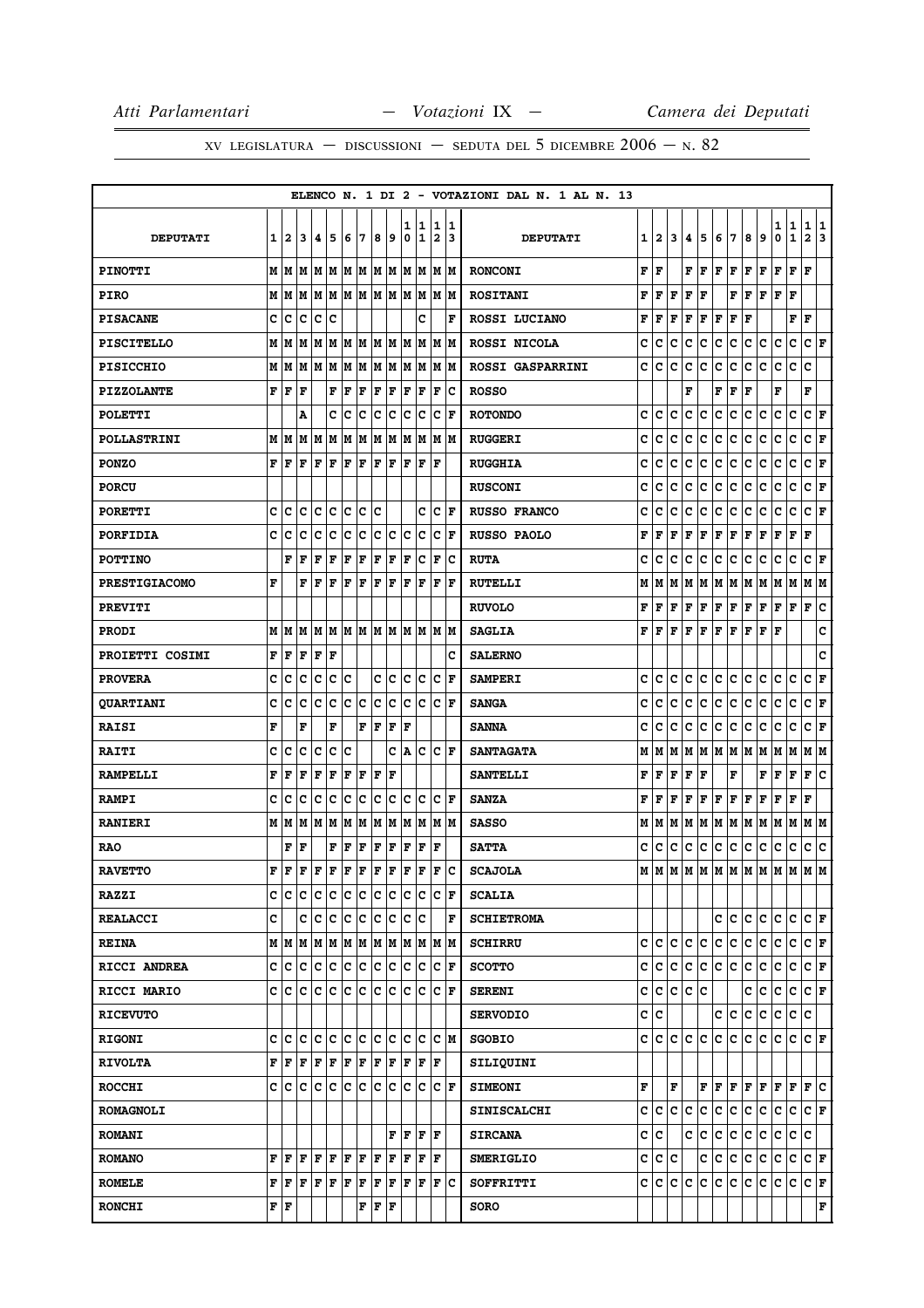ELENCO N. 1 DI 2 - VOTAZIONI DAL N. 1 AL N. 13

| DEPUTATI | 1 | 2 | 3 | 4 | 5 | 6 | 7 | 8 | 9 | 10 | 11 | 12 | 13 | DEPUTATI | 1 | 2 | 3 | 4 | 5 | 6 | 7 | 8 | 9 | 10 | 11 | 12 | 13 |
|---|---|---|---|---|---|---|---|---|---|---|---|---|---|---|---|---|---|---|---|---|---|---|---|---|---|---|---|
| PINOTTI | M | M | M | M | M | M | M | M | M | M | M | M | M | RONCONI | F | F | | F | F | F | F | F | F | F | F | F | |
| PIRO | M | M | M | M | M | M | M | M | M | M | M | M | M | ROSITANI | F | F | F | F | F | | F | F | F | F | F | | |
| PISACANE | C | C | C | C | C | | | | | | C | | F | ROSSI LUCIANO | F | F | F | F | F | F | F | F | | | F | F | |
| PISCITELLO | M | M | M | M | M | M | M | M | M | M | M | M | M | ROSSI NICOLA | C | C | C | C | C | C | C | C | C | C | C | C | F |
| PISICCHIO | M | M | M | M | M | M | M | M | M | M | M | M | M | ROSSI GASPARRINI | C | C | C | C | C | C | C | C | C | C | C | C | |
| PIZZOLANTE | F | F | F | | F | F | F | F | F | F | F | F | C | ROSSO | | | | F | | F | F | F | | F | | F | |
| POLETTI | | | A | | C | C | C | C | C | C | C | C | F | ROTONDO | C | C | C | C | C | C | C | C | C | C | C | C | F |
| POLLASTRINI | M | M | M | M | M | M | M | M | M | M | M | M | M | RUGGERI | C | C | C | C | C | C | C | C | C | C | C | C | F |
| PONZO | F | F | F | F | F | F | F | F | F | F | F | F | | RUGGHIA | C | C | C | C | C | C | C | C | C | C | C | C | F |
| PORCU | | | | | | | | | | | | | | RUSCONI | C | C | C | C | C | C | C | C | C | C | C | C | F |
| PORETTI | C | C | C | C | C | C | C | C | | | C | C | F | RUSSO FRANCO | C | C | C | C | C | C | C | C | C | C | C | C | F |
| PORFIDIA | C | C | C | C | C | C | C | C | C | C | C | C | F | RUSSO PAOLO | F | F | F | F | F | F | F | F | F | F | F | F | |
| POTTINO | | F | F | F | F | F | F | F | F | F | C | F | C | RUTA | C | C | C | C | C | C | C | C | C | C | C | C | F |
| PRESTIGIACOMO | F | | F | F | F | F | F | F | F | F | F | F | F | RUTELLI | M | M | M | M | M | M | M | M | M | M | M | M | M |
| PREVITI | | | | | | | | | | | | | | RUVOLO | F | F | F | F | F | F | F | F | F | F | F | F | C |
| PRODI | M | M | M | M | M | M | M | M | M | M | M | M | M | SAGLIA | F | F | F | F | F | F | F | F | F | F | | | C |
| PROIETTI COSIMI | F | F | F | F | F | | | | | | | | C | SALERNO | | | | | | | | | | | | | C |
| PROVERA | C | C | C | C | C | C | | C | C | C | C | C | F | SAMPERI | C | C | C | C | C | C | C | C | C | C | C | C | F |
| QUARTIANI | C | C | C | C | C | C | C | C | C | C | C | C | F | SANGA | C | C | C | C | C | C | C | C | C | C | C | C | F |
| RAISI | F | | F | | F | | F | F | F | F | | | | SANNA | C | C | C | C | C | C | C | C | C | C | C | C | F |
| RAITI | C | C | C | C | C | C | | | C | A | C | C | F | SANTAGATA | M | M | M | M | M | M | M | M | M | M | M | M | M |
| RAMPELLI | F | F | F | F | F | F | F | F | F | | | | | SANTELLI | F | F | F | F | F | | F | | F | F | F | F | C |
| RAMPI | C | C | C | C | C | C | C | C | C | C | C | C | F | SANZA | F | F | F | F | F | F | F | F | F | F | F | F | |
| RANIERI | M | M | M | M | M | M | M | M | M | M | M | M | M | SASSO | M | M | M | M | M | M | M | M | M | M | M | M | M |
| RAO | | F | F | | F | F | F | F | F | F | F | F | | SATTA | C | C | C | C | C | C | C | C | C | C | C | C | C |
| RAVETTO | F | F | F | F | F | F | F | F | F | F | F | F | C | SCAJOLA | M | M | M | M | M | M | M | M | M | M | M | M | M |
| RAZZI | C | C | C | C | C | C | C | C | C | C | C | C | F | SCALIA | | | | | | | | | | | | | |
| REALACCI | C | | C | C | C | C | C | C | C | C | C | | F | SCHIETROMA | | | | | | C | C | C | C | C | C | C | F |
| REINA | M | M | M | M | M | M | M | M | M | M | M | M | M | SCHIRRU | C | C | C | C | C | C | C | C | C | C | C | C | F |
| RICCI ANDREA | C | C | C | C | C | C | C | C | C | C | C | C | F | SCOTTO | C | C | C | C | C | C | C | C | C | C | C | C | F |
| RICCI MARIO | C | C | C | C | C | C | C | C | C | C | C | C | F | SERENI | C | C | C | C | C | | | C | C | C | C | C | F |
| RICEVUTO | | | | | | | | | | | | | | SERVODIO | C | C | | | | C | C | C | C | C | C | C | |
| RIGONI | C | C | C | C | C | C | C | C | C | C | C | C | M | SGOBIO | C | C | C | C | C | C | C | C | C | C | C | C | F |
| RIVOLTA | F | F | F | F | F | F | F | F | F | F | F | F | | SILIQUINI | | | | | | | | | | | | | |
| ROCCHI | C | C | C | C | C | C | C | C | C | C | C | C | F | SIMEONI | F | | F | | F | F | F | F | F | F | F | F | C |
| ROMAGNOLI | | | | | | | | | | | | | | SINISCALCHI | C | C | C | C | C | C | C | C | C | C | C | C | F |
| ROMANI | | | | | | | | | F | F | F | F | | SIRCANA | C | C | | C | C | C | C | C | C | C | C | C | |
| ROMANO | F | F | F | F | F | F | F | F | F | F | F | F | | SMERIGLIO | C | C | C | | C | C | C | C | C | C | C | C | F |
| ROMELE | F | F | F | F | F | F | F | F | F | F | F | F | C | SOFFRITTI | C | C | C | C | C | C | C | C | C | C | C | C | F |
| RONCHI | F | F | | | | | F | F | F | | | | | SORO | | | | | | | | | | | | | F |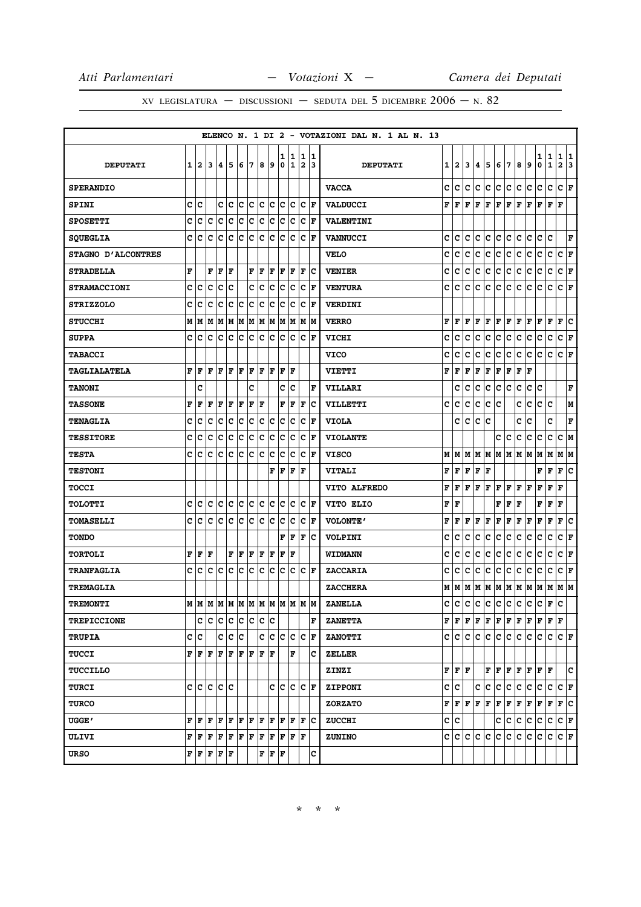XV LEGISLATURA — DISCUSSIONI — SEDUTA DEL 5 DICEMBRE 2006 — N. 82

ELENCO N. 1 DI 2 - VOTAZIONI DAL N. 1 AL N. 13

| DEPUTATI | 1 | 2 | 3 | 4 | 5 | 6 | 7 | 8 | 9 | 10 | 11 | 12 | 13 | DEPUTATI | 1 | 2 | 3 | 4 | 5 | 6 | 7 | 8 | 9 | 10 | 11 | 12 | 13 |
|---|---|---|---|---|---|---|---|---|---|---|---|---|---|---|---|---|---|---|---|---|---|---|---|---|---|---|---|
| SPERANDIO | | | | | | | | | | | | | | VACCA | C | C | C | C | C | C | C | C | C | C | C | C | F |
| SPINI | C | C | | C | C | C | C | C | C | C | C | C | F | VALDUCCI | F | F | F | F | F | F | F | F | F | F | F | F | |
| SPOSETTI | C | C | C | C | C | C | C | C | C | C | C | C | F | VALENTINI | | | | | | | | | | | | | |
| SQUEGLIA | C | C | C | C | C | C | C | C | C | C | C | C | F | VANNUCCI | C | C | C | C | C | C | C | C | C | C | C | | F |
| STAGNO D'ALCONTRES | | | | | | | | | | | | | | VELO | C | C | C | C | C | C | C | C | C | C | C | C | F |
| STRADELLA | F | | F | F | F | | F | F | F | F | F | F | C | VENIER | C | C | C | C | C | C | C | C | C | C | C | C | F |
| STRAMACCIONI | C | C | C | C | C | | C | C | C | C | C | C | F | VENTURA | C | C | C | C | C | C | C | C | C | C | C | C | F |
| STRIZZOLO | C | C | C | C | C | C | C | C | C | C | C | C | F | VERDINI | | | | | | | | | | | | | |
| STUCCHI | M | M | M | M | M | M | M | M | M | M | M | M | M | VERRO | F | F | F | F | F | F | F | F | F | F | F | F | C |
| SUPPA | C | C | C | C | C | C | C | C | C | C | C | C | F | VICHI | C | C | C | C | C | C | C | C | C | C | C | C | F |
| TABACCI | | | | | | | | | | | | | | VICO | C | C | C | C | C | C | C | C | C | C | C | C | F |
| TAGLIALATELA | F | F | F | F | F | F | F | F | F | F | F | | | VIETTI | F | F | F | F | F | F | F | F | F | | | | |
| TANONI | | C | | | | | C | | | C | C | | F | VILLARI | | C | C | C | C | C | C | C | C | C | | | F |
| TASSONE | F | F | F | F | F | F | F | F | | F | F | F | C | VILLETTI | C | C | C | C | C | C | | C | C | C | C | | M |
| TENAGLIA | C | C | C | C | C | C | C | C | C | C | C | C | F | VIOLA | | C | C | C | C | | | C | C | | C | | F |
| TESSITORE | C | C | C | C | C | C | C | C | C | C | C | C | F | VIOLANTE | | | | | | C | C | C | C | C | C | C | M |
| TESTA | C | C | C | C | C | C | C | C | C | C | C | C | F | VISCO | M | M | M | M | M | M | M | M | M | M | M | M | M |
| TESTONI | | | | | | | | | F | F | F | F | | VITALI | F | F | F | F | F | | | | | F | F | F | C |
| TOCCI | | | | | | | | | | | | | | VITO ALFREDO | F | F | F | F | F | F | F | F | F | F | F | F | |
| TOLOTTI | C | C | C | C | C | C | C | C | C | C | C | C | F | VITO ELIO | F | F | | | | F | F | F | | F | F | F | |
| TOMASELLI | C | C | C | C | C | C | C | C | C | C | C | C | F | VOLONTE' | F | F | F | F | F | F | F | F | F | F | F | F | C |
| TONDO | | | | | | | | | | F | F | F | C | VOLPINI | C | C | C | C | C | C | C | C | C | C | C | C | F |
| TORTOLI | F | F | F | | F | F | F | F | F | F | F | | | WIDMANN | C | C | C | C | C | C | C | C | C | C | C | C | F |
| TRANFAGLIA | C | C | C | C | C | C | C | C | C | C | C | C | F | ZACCARIA | C | C | C | C | C | C | C | C | C | C | C | C | F |
| TREMAGLIA | | | | | | | | | | | | | | ZACCHERA | M | M | M | M | M | M | M | M | M | M | M | M | M |
| TREMONTI | M | M | M | M | M | M | M | M | M | M | M | M | M | ZANELLA | C | C | C | C | C | C | C | C | C | C | F | C | |
| TREPICCIONE | | C | C | C | C | C | C | C | C | | | | F | ZANETTA | F | F | F | F | F | F | F | F | F | F | F | F | |
| TRUPIA | C | C | | C | C | C | | C | C | C | C | C | F | ZANOTTI | C | C | C | C | C | C | C | C | C | C | C | C | F |
| TUCCI | F | F | F | F | F | F | F | F | F | | F | | C | ZELLER | | | | | | | | | | | | | |
| TUCCILLO | | | | | | | | | | | | | | ZINZI | F | F | F | | F | F | F | F | F | F | F | | C |
| TURCI | C | C | C | C | C | | | | C | C | C | C | F | ZIPPONI | C | C | | C | C | C | C | C | C | C | C | C | F |
| TURCO | | | | | | | | | | | | | | ZORZATO | F | F | F | F | F | F | F | F | F | F | F | F | C |
| UGGE' | F | F | F | F | F | F | F | F | F | F | F | F | C | ZUCCHI | C | C | | | | C | C | C | C | C | C | C | F |
| ULIVI | F | F | F | F | F | F | F | F | F | F | F | F | | ZUNINO | C | C | C | C | C | C | C | C | C | C | C | C | F |
| URSO | F | F | F | F | F | | | F | F | F | | | C | | | | | | | | | | | | | | |

\* \* \*